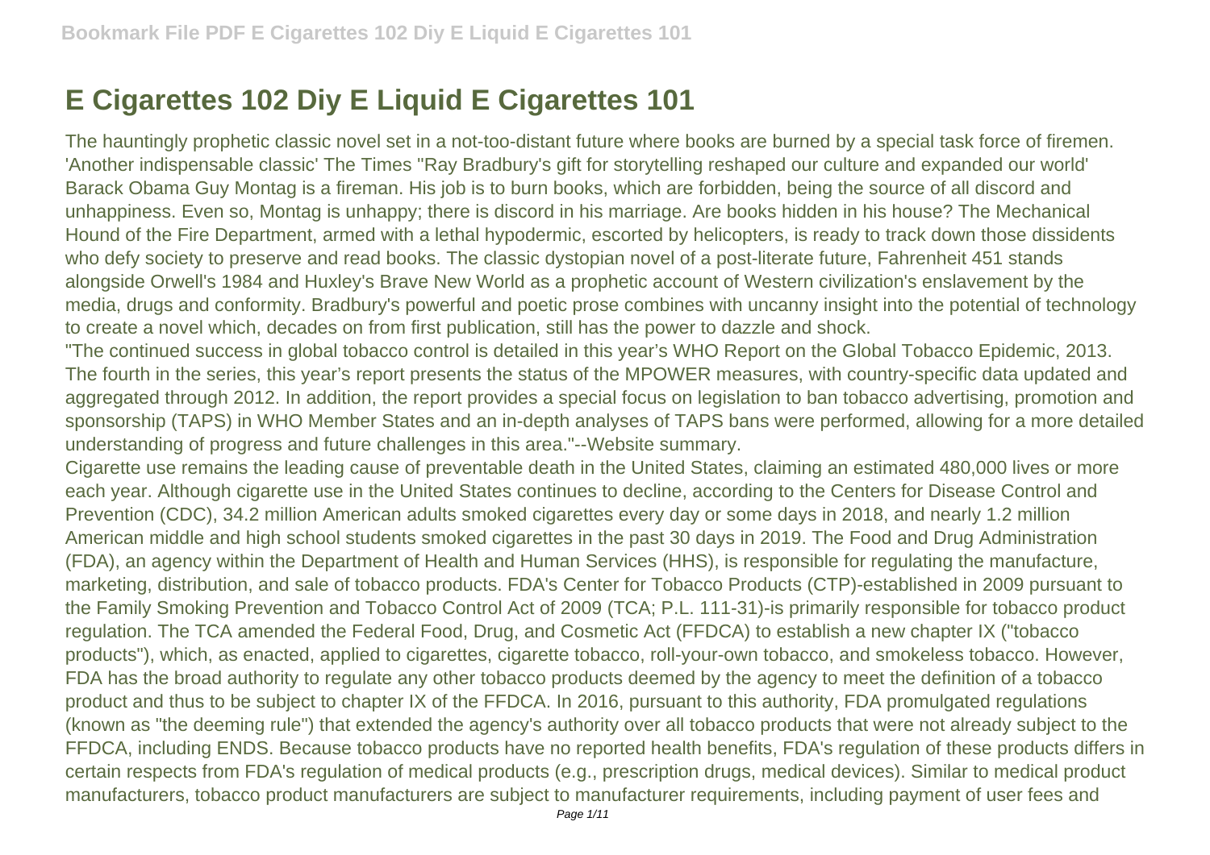# E Cigarettes 102 Diy E Liquid E Cigarettes 101

The hauntingly prophetic classic novel set in a not-too-distant future where books are burned by a special task force of firemen. 'Another indispensable classic' The Times "Ray Bradbury's gift for storytelling reshaped our culture and expanded our world' Barack Obama Guy Montag is a fireman. His job is to burn books, which are forbidden, being the source of all discord and unhappiness. Even so, Montag is unhappy; there is discord in his marriage. Are books hidden in his house? The Mechanical Hound of the Fire Department, armed with a lethal hypodermic, escorted by helicopters, is ready to track down those dissidents who defy society to preserve and read books. The classic dystopian novel of a post-literate future, Fahrenheit 451 stands alongside Orwell's 1984 and Huxley's Brave New World as a prophetic account of Western civilization's enslavement by the media, drugs and conformity. Bradbury's powerful and poetic prose combines with uncanny insight into the potential of technology to create a novel which, decades on from first publication, still has the power to dazzle and shock.

"The continued success in global tobacco control is detailed in this year's WHO Report on the Global Tobacco Epidemic, 2013. The fourth in the series, this year's report presents the status of the MPOWER measures, with country-specific data updated and aggregated through 2012. In addition, the report provides a special focus on legislation to ban tobacco advertising, promotion and sponsorship (TAPS) in WHO Member States and an in-depth analyses of TAPS bans were performed, allowing for a more detailed understanding of progress and future challenges in this area."--Website summary.

Cigarette use remains the leading cause of preventable death in the United States, claiming an estimated 480,000 lives or more each year. Although cigarette use in the United States continues to decline, according to the Centers for Disease Control and Prevention (CDC), 34.2 million American adults smoked cigarettes every day or some days in 2018, and nearly 1.2 million American middle and high school students smoked cigarettes in the past 30 days in 2019. The Food and Drug Administration (FDA), an agency within the Department of Health and Human Services (HHS), is responsible for regulating the manufacture, marketing, distribution, and sale of tobacco products. FDA's Center for Tobacco Products (CTP)-established in 2009 pursuant to the Family Smoking Prevention and Tobacco Control Act of 2009 (TCA; P.L. 111-31)-is primarily responsible for tobacco product regulation. The TCA amended the Federal Food, Drug, and Cosmetic Act (FFDCA) to establish a new chapter IX ("tobacco products"), which, as enacted, applied to cigarettes, cigarette tobacco, roll-your-own tobacco, and smokeless tobacco. However, FDA has the broad authority to regulate any other tobacco products deemed by the agency to meet the definition of a tobacco product and thus to be subject to chapter IX of the FFDCA. In 2016, pursuant to this authority, FDA promulgated regulations (known as "the deeming rule") that extended the agency's authority over all tobacco products that were not already subject to the FFDCA, including ENDS. Because tobacco products have no reported health benefits, FDA's regulation of these products differs in certain respects from FDA's regulation of medical products (e.g., prescription drugs, medical devices). Similar to medical product manufacturers, tobacco product manufacturers are subject to manufacturer requirements, including payment of user fees and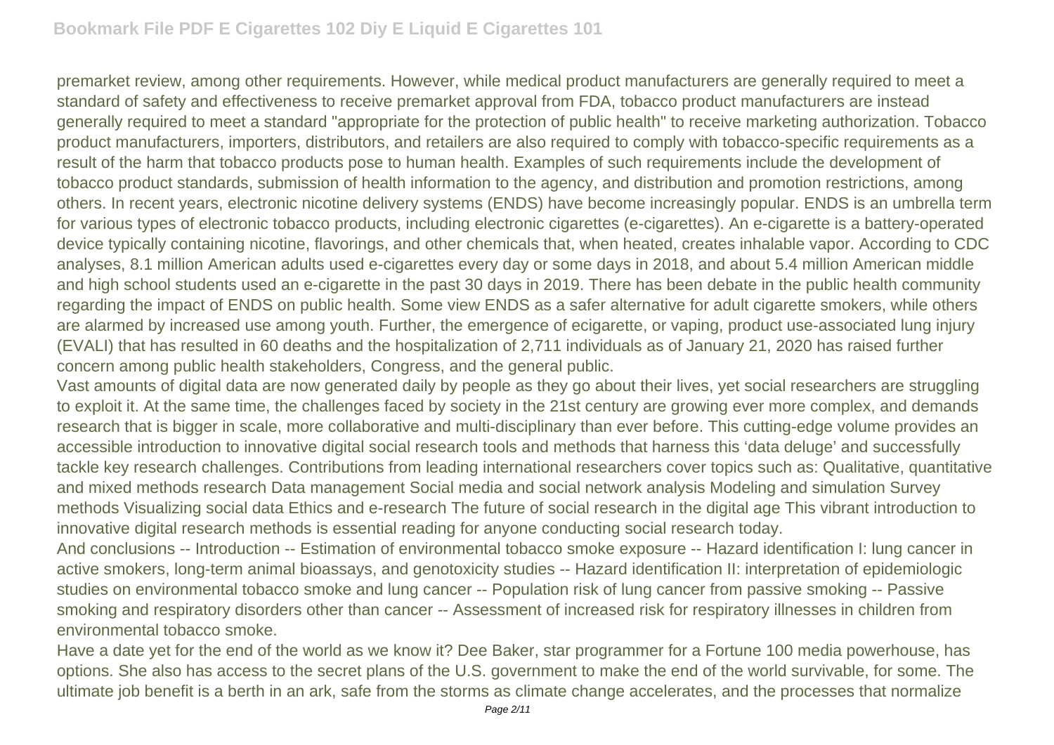premarket review, among other requirements. However, while medical product manufacturers are generally required to meet a standard of safety and effectiveness to receive premarket approval from FDA, tobacco product manufacturers are instead generally required to meet a standard "appropriate for the protection of public health" to receive marketing authorization. Tobacco product manufacturers, importers, distributors, and retailers are also required to comply with tobacco-specific requirements as a result of the harm that tobacco products pose to human health. Examples of such requirements include the development of tobacco product standards, submission of health information to the agency, and distribution and promotion restrictions, among others. In recent years, electronic nicotine delivery systems (ENDS) have become increasingly popular. ENDS is an umbrella term for various types of electronic tobacco products, including electronic cigarettes (e-cigarettes). An e-cigarette is a battery-operated device typically containing nicotine, flavorings, and other chemicals that, when heated, creates inhalable vapor. According to CDC analyses, 8.1 million American adults used e-cigarettes every day or some days in 2018, and about 5.4 million American middle and high school students used an e-cigarette in the past 30 days in 2019. There has been debate in the public health community regarding the impact of ENDS on public health. Some view ENDS as a safer alternative for adult cigarette smokers, while others are alarmed by increased use among youth. Further, the emergence of ecigarette, or vaping, product use-associated lung injury (EVALI) that has resulted in 60 deaths and the hospitalization of 2,711 individuals as of January 21, 2020 has raised further concern among public health stakeholders, Congress, and the general public.

Vast amounts of digital data are now generated daily by people as they go about their lives, yet social researchers are struggling to exploit it. At the same time, the challenges faced by society in the 21st century are growing ever more complex, and demands research that is bigger in scale, more collaborative and multi-disciplinary than ever before. This cutting-edge volume provides an accessible introduction to innovative digital social research tools and methods that harness this 'data deluge' and successfully tackle key research challenges. Contributions from leading international researchers cover topics such as: Qualitative, quantitative and mixed methods research Data management Social media and social network analysis Modeling and simulation Survey methods Visualizing social data Ethics and e-research The future of social research in the digital age This vibrant introduction to innovative digital research methods is essential reading for anyone conducting social research today.

And conclusions -- Introduction -- Estimation of environmental tobacco smoke exposure -- Hazard identification I: lung cancer in active smokers, long-term animal bioassays, and genotoxicity studies -- Hazard identification II: interpretation of epidemiologic studies on environmental tobacco smoke and lung cancer -- Population risk of lung cancer from passive smoking -- Passive smoking and respiratory disorders other than cancer -- Assessment of increased risk for respiratory illnesses in children from environmental tobacco smoke.

Have a date yet for the end of the world as we know it? Dee Baker, star programmer for a Fortune 100 media powerhouse, has options. She also has access to the secret plans of the U.S. government to make the end of the world survivable, for some. The ultimate job benefit is a berth in an ark, safe from the storms as climate change accelerates, and the processes that normalize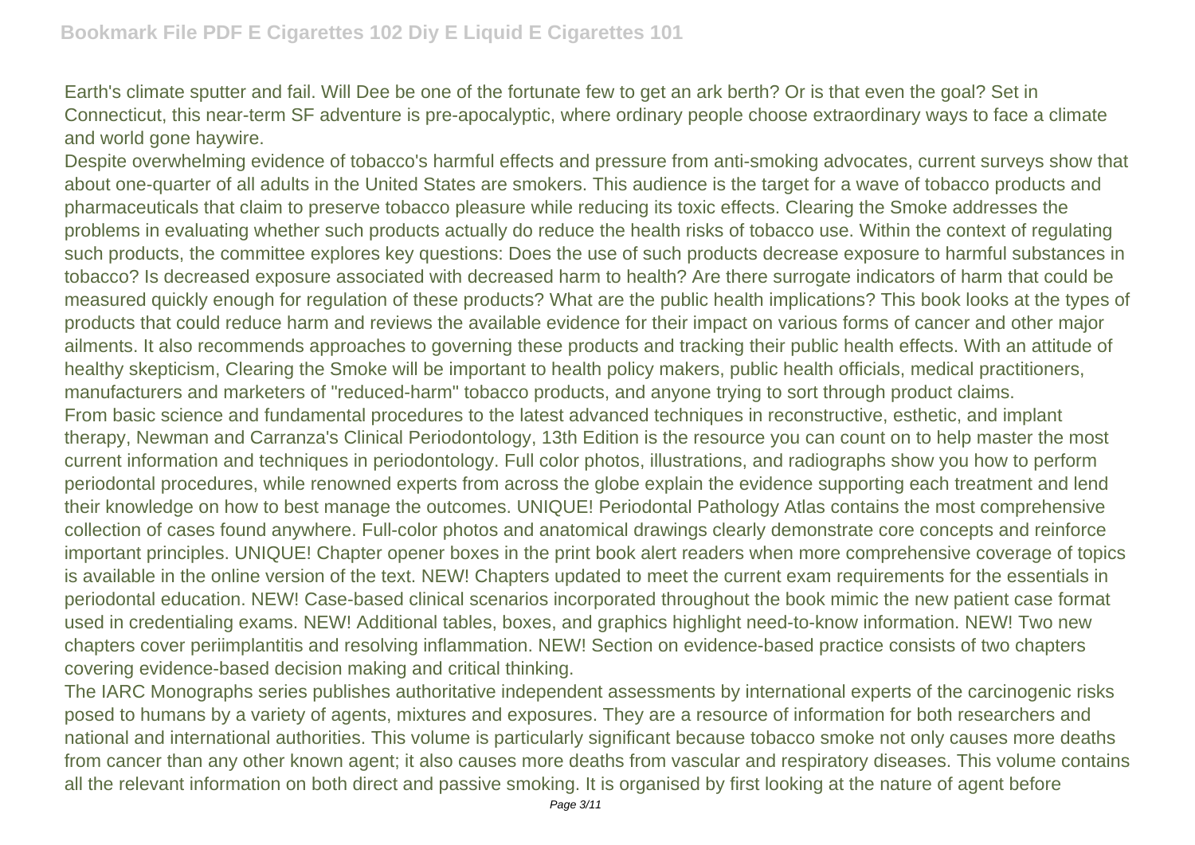Earth's climate sputter and fail. Will Dee be one of the fortunate few to get an ark berth? Or is that even the goal? Set in Connecticut, this near-term SF adventure is pre-apocalyptic, where ordinary people choose extraordinary ways to face a climate and world gone haywire.

Despite overwhelming evidence of tobacco's harmful effects and pressure from anti-smoking advocates, current surveys show that about one-quarter of all adults in the United States are smokers. This audience is the target for a wave of tobacco products and pharmaceuticals that claim to preserve tobacco pleasure while reducing its toxic effects. Clearing the Smoke addresses the problems in evaluating whether such products actually do reduce the health risks of tobacco use. Within the context of regulating such products, the committee explores key questions: Does the use of such products decrease exposure to harmful substances in tobacco? Is decreased exposure associated with decreased harm to health? Are there surrogate indicators of harm that could be measured quickly enough for regulation of these products? What are the public health implications? This book looks at the types of products that could reduce harm and reviews the available evidence for their impact on various forms of cancer and other major ailments. It also recommends approaches to governing these products and tracking their public health effects. With an attitude of healthy skepticism, Clearing the Smoke will be important to health policy makers, public health officials, medical practitioners, manufacturers and marketers of "reduced-harm" tobacco products, and anyone trying to sort through product claims.

From basic science and fundamental procedures to the latest advanced techniques in reconstructive, esthetic, and implant therapy, Newman and Carranza's Clinical Periodontology, 13th Edition is the resource you can count on to help master the most current information and techniques in periodontology. Full color photos, illustrations, and radiographs show you how to perform periodontal procedures, while renowned experts from across the globe explain the evidence supporting each treatment and lend their knowledge on how to best manage the outcomes. UNIQUE! Periodontal Pathology Atlas contains the most comprehensive collection of cases found anywhere. Full-color photos and anatomical drawings clearly demonstrate core concepts and reinforce important principles. UNIQUE! Chapter opener boxes in the print book alert readers when more comprehensive coverage of topics is available in the online version of the text. NEW! Chapters updated to meet the current exam requirements for the essentials in periodontal education. NEW! Case-based clinical scenarios incorporated throughout the book mimic the new patient case format used in credentialing exams. NEW! Additional tables, boxes, and graphics highlight need-to-know information. NEW! Two new chapters cover periimplantitis and resolving inflammation. NEW! Section on evidence-based practice consists of two chapters covering evidence-based decision making and critical thinking.

The IARC Monographs series publishes authoritative independent assessments by international experts of the carcinogenic risks posed to humans by a variety of agents, mixtures and exposures. They are a resource of information for both researchers and national and international authorities. This volume is particularly significant because tobacco smoke not only causes more deaths from cancer than any other known agent; it also causes more deaths from vascular and respiratory diseases. This volume contains all the relevant information on both direct and passive smoking. It is organised by first looking at the nature of agent before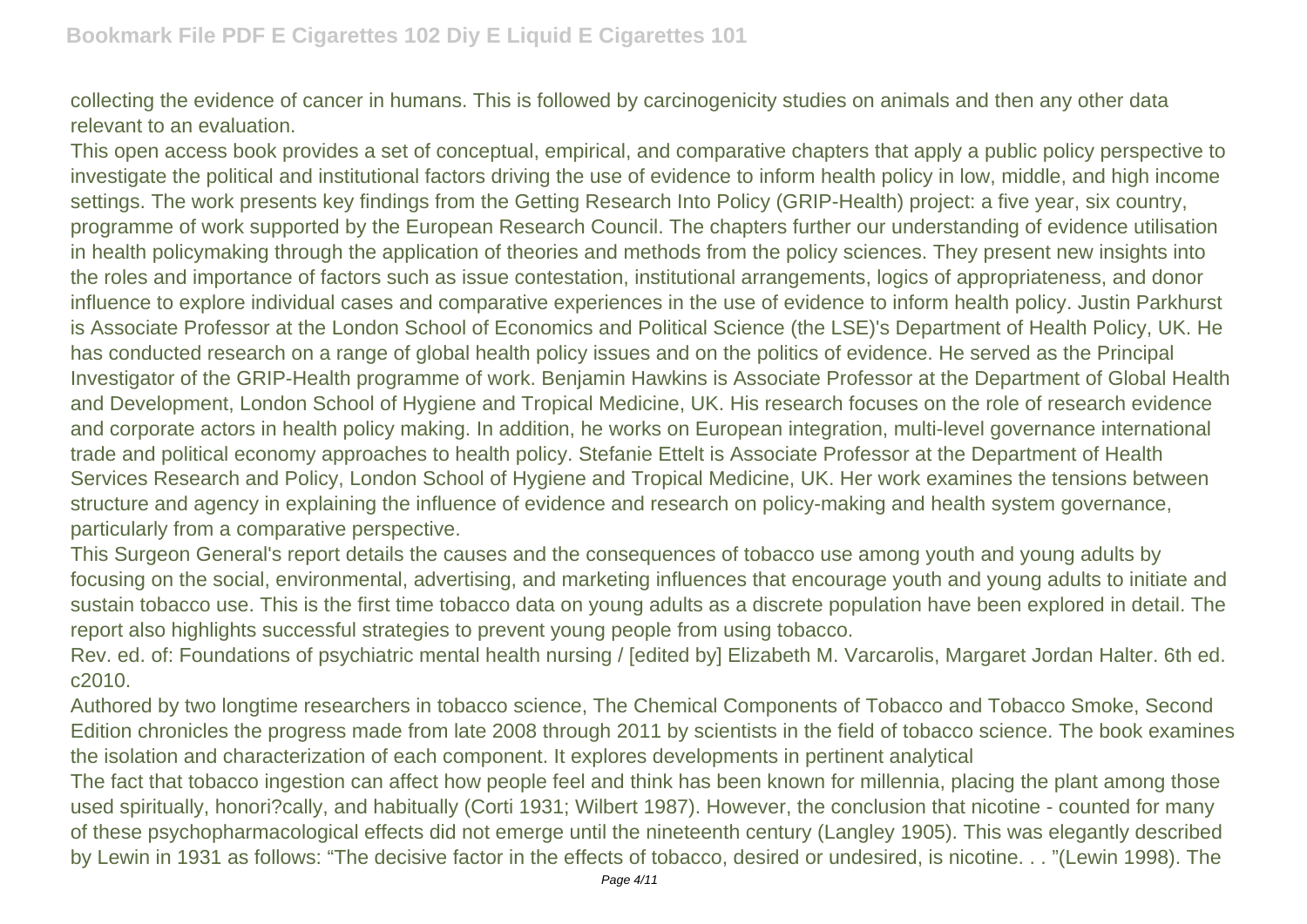collecting the evidence of cancer in humans. This is followed by carcinogenicity studies on animals and then any other data relevant to an evaluation.

This open access book provides a set of conceptual, empirical, and comparative chapters that apply a public policy perspective to investigate the political and institutional factors driving the use of evidence to inform health policy in low, middle, and high income settings. The work presents key findings from the Getting Research Into Policy (GRIP-Health) project: a five year, six country, programme of work supported by the European Research Council. The chapters further our understanding of evidence utilisation in health policymaking through the application of theories and methods from the policy sciences. They present new insights into the roles and importance of factors such as issue contestation, institutional arrangements, logics of appropriateness, and donor influence to explore individual cases and comparative experiences in the use of evidence to inform health policy. Justin Parkhurst is Associate Professor at the London School of Economics and Political Science (the LSE)'s Department of Health Policy, UK. He has conducted research on a range of global health policy issues and on the politics of evidence. He served as the Principal Investigator of the GRIP-Health programme of work. Benjamin Hawkins is Associate Professor at the Department of Global Health and Development, London School of Hygiene and Tropical Medicine, UK. His research focuses on the role of research evidence and corporate actors in health policy making. In addition, he works on European integration, multi-level governance international trade and political economy approaches to health policy. Stefanie Ettelt is Associate Professor at the Department of Health Services Research and Policy, London School of Hygiene and Tropical Medicine, UK. Her work examines the tensions between structure and agency in explaining the influence of evidence and research on policy-making and health system governance, particularly from a comparative perspective.

This Surgeon General's report details the causes and the consequences of tobacco use among youth and young adults by focusing on the social, environmental, advertising, and marketing influences that encourage youth and young adults to initiate and sustain tobacco use. This is the first time tobacco data on young adults as a discrete population have been explored in detail. The report also highlights successful strategies to prevent young people from using tobacco.

Rev. ed. of: Foundations of psychiatric mental health nursing / [edited by] Elizabeth M. Varcarolis, Margaret Jordan Halter. 6th ed. c2010.

Authored by two longtime researchers in tobacco science, The Chemical Components of Tobacco and Tobacco Smoke, Second Edition chronicles the progress made from late 2008 through 2011 by scientists in the field of tobacco science. The book examines the isolation and characterization of each component. It explores developments in pertinent analytical

The fact that tobacco ingestion can affect how people feel and think has been known for millennia, placing the plant among those used spiritually, honori?cally, and habitually (Corti 1931; Wilbert 1987). However, the conclusion that nicotine - counted for many of these psychopharmacological effects did not emerge until the nineteenth century (Langley 1905). This was elegantly described by Lewin in 1931 as follows: "The decisive factor in the effects of tobacco, desired or undesired, is nicotine. . . "(Lewin 1998). The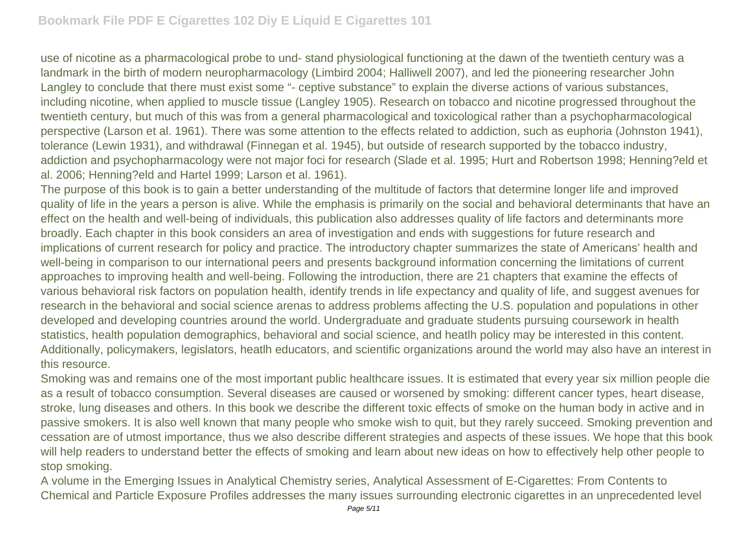use of nicotine as a pharmacological probe to und- stand physiological functioning at the dawn of the twentieth century was a landmark in the birth of modern neuropharmacology (Limbird 2004; Halliwell 2007), and led the pioneering researcher John Langley to conclude that there must exist some "- ceptive substance" to explain the diverse actions of various substances, including nicotine, when applied to muscle tissue (Langley 1905). Research on tobacco and nicotine progressed throughout the twentieth century, but much of this was from a general pharmacological and toxicological rather than a psychopharmacological perspective (Larson et al. 1961). There was some attention to the effects related to addiction, such as euphoria (Johnston 1941), tolerance (Lewin 1931), and withdrawal (Finnegan et al. 1945), but outside of research supported by the tobacco industry, addiction and psychopharmacology were not major foci for research (Slade et al. 1995; Hurt and Robertson 1998; Henning?eld et al. 2006; Henning?eld and Hartel 1999; Larson et al. 1961).

The purpose of this book is to gain a better understanding of the multitude of factors that determine longer life and improved quality of life in the years a person is alive. While the emphasis is primarily on the social and behavioral determinants that have an effect on the health and well-being of individuals, this publication also addresses quality of life factors and determinants more broadly. Each chapter in this book considers an area of investigation and ends with suggestions for future research and implications of current research for policy and practice. The introductory chapter summarizes the state of Americans' health and well-being in comparison to our international peers and presents background information concerning the limitations of current approaches to improving health and well-being. Following the introduction, there are 21 chapters that examine the effects of various behavioral risk factors on population health, identify trends in life expectancy and quality of life, and suggest avenues for research in the behavioral and social science arenas to address problems affecting the U.S. population and populations in other developed and developing countries around the world. Undergraduate and graduate students pursuing coursework in health statistics, health population demographics, behavioral and social science, and heatlh policy may be interested in this content. Additionally, policymakers, legislators, heatlh educators, and scientific organizations around the world may also have an interest in this resource.

Smoking was and remains one of the most important public healthcare issues. It is estimated that every year six million people die as a result of tobacco consumption. Several diseases are caused or worsened by smoking: different cancer types, heart disease, stroke, lung diseases and others. In this book we describe the different toxic effects of smoke on the human body in active and in passive smokers. It is also well known that many people who smoke wish to quit, but they rarely succeed. Smoking prevention and cessation are of utmost importance, thus we also describe different strategies and aspects of these issues. We hope that this book will help readers to understand better the effects of smoking and learn about new ideas on how to effectively help other people to stop smoking.

A volume in the Emerging Issues in Analytical Chemistry series, Analytical Assessment of E-Cigarettes: From Contents to Chemical and Particle Exposure Profiles addresses the many issues surrounding electronic cigarettes in an unprecedented level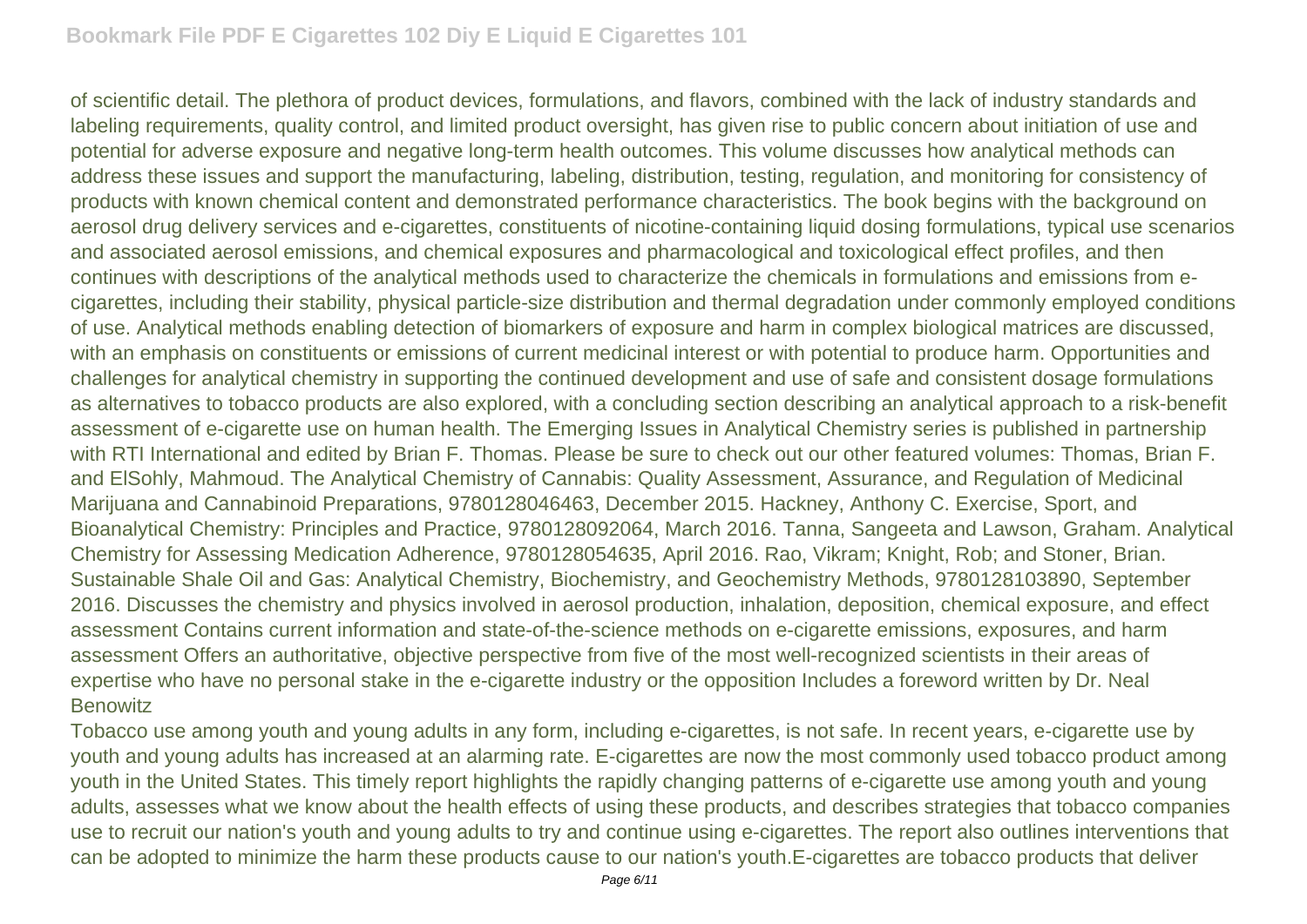of scientific detail. The plethora of product devices, formulations, and flavors, combined with the lack of industry standards and labeling requirements, quality control, and limited product oversight, has given rise to public concern about initiation of use and potential for adverse exposure and negative long-term health outcomes. This volume discusses how analytical methods can address these issues and support the manufacturing, labeling, distribution, testing, regulation, and monitoring for consistency of products with known chemical content and demonstrated performance characteristics. The book begins with the background on aerosol drug delivery services and e-cigarettes, constituents of nicotine-containing liquid dosing formulations, typical use scenarios and associated aerosol emissions, and chemical exposures and pharmacological and toxicological effect profiles, and then continues with descriptions of the analytical methods used to characterize the chemicals in formulations and emissions from e-cigarettes, including their stability, physical particle-size distribution and thermal degradation under commonly employed conditions of use. Analytical methods enabling detection of biomarkers of exposure and harm in complex biological matrices are discussed, with an emphasis on constituents or emissions of current medicinal interest or with potential to produce harm. Opportunities and challenges for analytical chemistry in supporting the continued development and use of safe and consistent dosage formulations as alternatives to tobacco products are also explored, with a concluding section describing an analytical approach to a risk-benefit assessment of e-cigarette use on human health. The Emerging Issues in Analytical Chemistry series is published in partnership with RTI International and edited by Brian F. Thomas. Please be sure to check out our other featured volumes: Thomas, Brian F. and ElSohly, Mahmoud. The Analytical Chemistry of Cannabis: Quality Assessment, Assurance, and Regulation of Medicinal Marijuana and Cannabinoid Preparations, 9780128046463, December 2015. Hackney, Anthony C. Exercise, Sport, and Bioanalytical Chemistry: Principles and Practice, 9780128092064, March 2016. Tanna, Sangeeta and Lawson, Graham. Analytical Chemistry for Assessing Medication Adherence, 9780128054635, April 2016. Rao, Vikram; Knight, Rob; and Stoner, Brian. Sustainable Shale Oil and Gas: Analytical Chemistry, Biochemistry, and Geochemistry Methods, 9780128103890, September 2016. Discusses the chemistry and physics involved in aerosol production, inhalation, deposition, chemical exposure, and effect assessment Contains current information and state-of-the-science methods on e-cigarette emissions, exposures, and harm assessment Offers an authoritative, objective perspective from five of the most well-recognized scientists in their areas of expertise who have no personal stake in the e-cigarette industry or the opposition Includes a foreword written by Dr. Neal Benowitz

Tobacco use among youth and young adults in any form, including e-cigarettes, is not safe. In recent years, e-cigarette use by youth and young adults has increased at an alarming rate. E-cigarettes are now the most commonly used tobacco product among youth in the United States. This timely report highlights the rapidly changing patterns of e-cigarette use among youth and young adults, assesses what we know about the health effects of using these products, and describes strategies that tobacco companies use to recruit our nation's youth and young adults to try and continue using e-cigarettes. The report also outlines interventions that can be adopted to minimize the harm these products cause to our nation's youth.E-cigarettes are tobacco products that deliver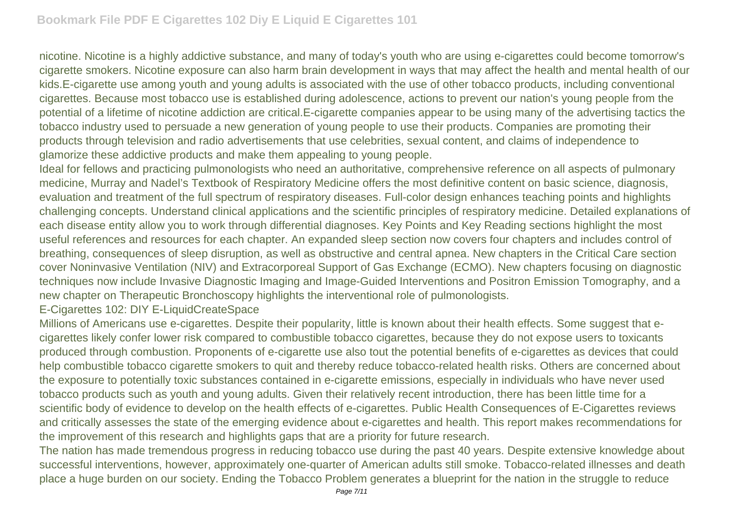nicotine. Nicotine is a highly addictive substance, and many of today's youth who are using e-cigarettes could become tomorrow's cigarette smokers. Nicotine exposure can also harm brain development in ways that may affect the health and mental health of our kids.E-cigarette use among youth and young adults is associated with the use of other tobacco products, including conventional cigarettes. Because most tobacco use is established during adolescence, actions to prevent our nation's young people from the potential of a lifetime of nicotine addiction are critical.E-cigarette companies appear to be using many of the advertising tactics the tobacco industry used to persuade a new generation of young people to use their products. Companies are promoting their products through television and radio advertisements that use celebrities, sexual content, and claims of independence to glamorize these addictive products and make them appealing to young people.

Ideal for fellows and practicing pulmonologists who need an authoritative, comprehensive reference on all aspects of pulmonary medicine, Murray and Nadel's Textbook of Respiratory Medicine offers the most definitive content on basic science, diagnosis, evaluation and treatment of the full spectrum of respiratory diseases. Full-color design enhances teaching points and highlights challenging concepts. Understand clinical applications and the scientific principles of respiratory medicine. Detailed explanations of each disease entity allow you to work through differential diagnoses. Key Points and Key Reading sections highlight the most useful references and resources for each chapter. An expanded sleep section now covers four chapters and includes control of breathing, consequences of sleep disruption, as well as obstructive and central apnea. New chapters in the Critical Care section cover Noninvasive Ventilation (NIV) and Extracorporeal Support of Gas Exchange (ECMO). New chapters focusing on diagnostic techniques now include Invasive Diagnostic Imaging and Image-Guided Interventions and Positron Emission Tomography, and a new chapter on Therapeutic Bronchoscopy highlights the interventional role of pulmonologists.

E-Cigarettes 102: DIY E-LiquidCreateSpace

Millions of Americans use e-cigarettes. Despite their popularity, little is known about their health effects. Some suggest that e-cigarettes likely confer lower risk compared to combustible tobacco cigarettes, because they do not expose users to toxicants produced through combustion. Proponents of e-cigarette use also tout the potential benefits of e-cigarettes as devices that could help combustible tobacco cigarette smokers to quit and thereby reduce tobacco-related health risks. Others are concerned about the exposure to potentially toxic substances contained in e-cigarette emissions, especially in individuals who have never used tobacco products such as youth and young adults. Given their relatively recent introduction, there has been little time for a scientific body of evidence to develop on the health effects of e-cigarettes. Public Health Consequences of E-Cigarettes reviews and critically assesses the state of the emerging evidence about e-cigarettes and health. This report makes recommendations for the improvement of this research and highlights gaps that are a priority for future research.

The nation has made tremendous progress in reducing tobacco use during the past 40 years. Despite extensive knowledge about successful interventions, however, approximately one-quarter of American adults still smoke. Tobacco-related illnesses and death place a huge burden on our society. Ending the Tobacco Problem generates a blueprint for the nation in the struggle to reduce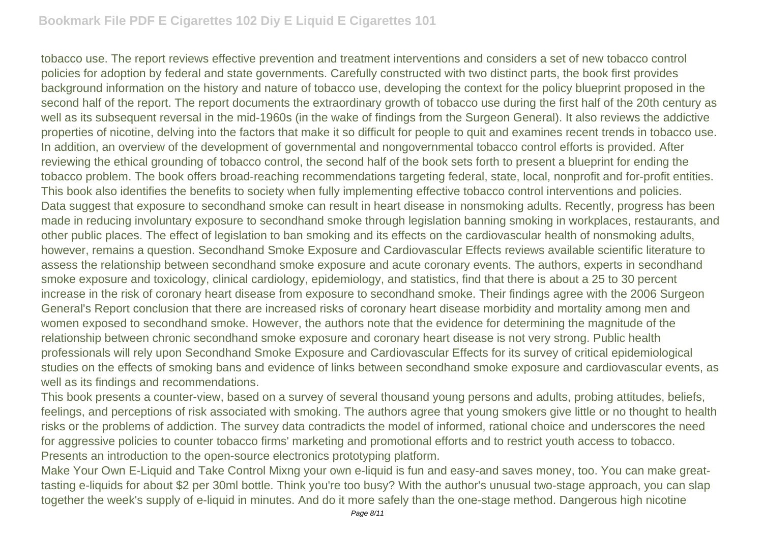tobacco use. The report reviews effective prevention and treatment interventions and considers a set of new tobacco control policies for adoption by federal and state governments. Carefully constructed with two distinct parts, the book first provides background information on the history and nature of tobacco use, developing the context for the policy blueprint proposed in the second half of the report. The report documents the extraordinary growth of tobacco use during the first half of the 20th century as well as its subsequent reversal in the mid-1960s (in the wake of findings from the Surgeon General). It also reviews the addictive properties of nicotine, delving into the factors that make it so difficult for people to quit and examines recent trends in tobacco use. In addition, an overview of the development of governmental and nongovernmental tobacco control efforts is provided. After reviewing the ethical grounding of tobacco control, the second half of the book sets forth to present a blueprint for ending the tobacco problem. The book offers broad-reaching recommendations targeting federal, state, local, nonprofit and for-profit entities. This book also identifies the benefits to society when fully implementing effective tobacco control interventions and policies.

Data suggest that exposure to secondhand smoke can result in heart disease in nonsmoking adults. Recently, progress has been made in reducing involuntary exposure to secondhand smoke through legislation banning smoking in workplaces, restaurants, and other public places. The effect of legislation to ban smoking and its effects on the cardiovascular health of nonsmoking adults, however, remains a question. Secondhand Smoke Exposure and Cardiovascular Effects reviews available scientific literature to assess the relationship between secondhand smoke exposure and acute coronary events. The authors, experts in secondhand smoke exposure and toxicology, clinical cardiology, epidemiology, and statistics, find that there is about a 25 to 30 percent increase in the risk of coronary heart disease from exposure to secondhand smoke. Their findings agree with the 2006 Surgeon General's Report conclusion that there are increased risks of coronary heart disease morbidity and mortality among men and women exposed to secondhand smoke. However, the authors note that the evidence for determining the magnitude of the relationship between chronic secondhand smoke exposure and coronary heart disease is not very strong. Public health professionals will rely upon Secondhand Smoke Exposure and Cardiovascular Effects for its survey of critical epidemiological studies on the effects of smoking bans and evidence of links between secondhand smoke exposure and cardiovascular events, as well as its findings and recommendations.

This book presents a counter-view, based on a survey of several thousand young persons and adults, probing attitudes, beliefs, feelings, and perceptions of risk associated with smoking. The authors agree that young smokers give little or no thought to health risks or the problems of addiction. The survey data contradicts the model of informed, rational choice and underscores the need for aggressive policies to counter tobacco firms' marketing and promotional efforts and to restrict youth access to tobacco.

Presents an introduction to the open-source electronics prototyping platform.

Make Your Own E-Liquid and Take Control Mixng your own e-liquid is fun and easy-and saves money, too. You can make great-tasting e-liquids for about $2 per 30ml bottle. Think you're too busy? With the author's unusual two-stage approach, you can slap together the week's supply of e-liquid in minutes. And do it more safely than the one-stage method. Dangerous high nicotine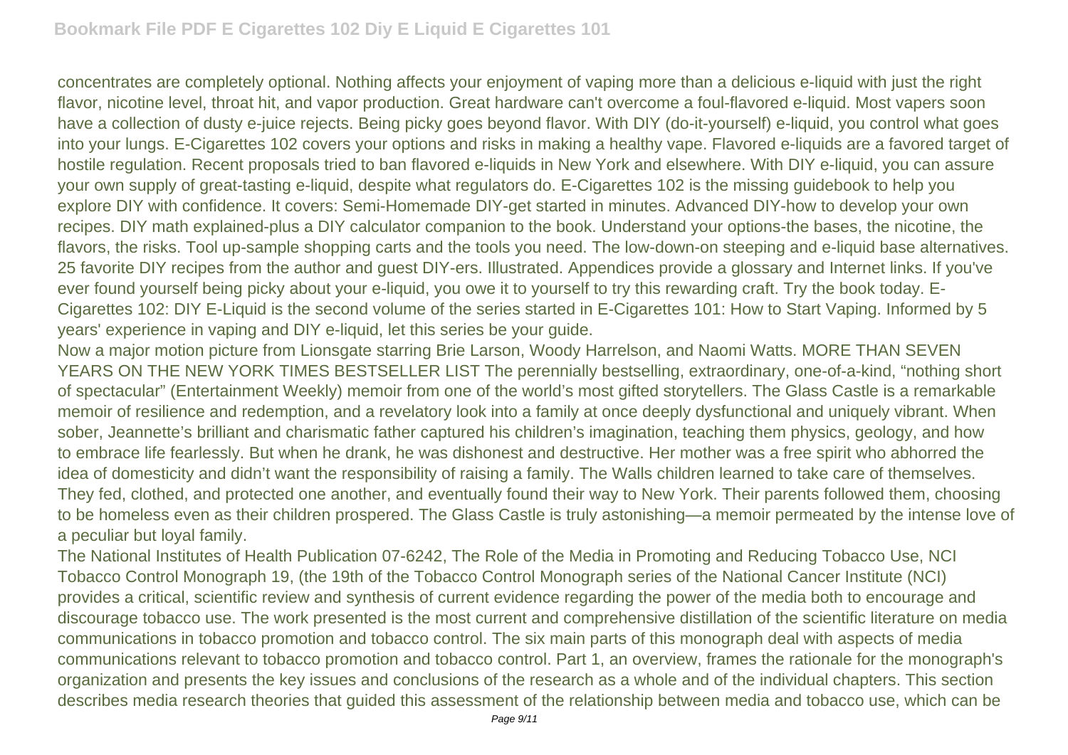concentrates are completely optional. Nothing affects your enjoyment of vaping more than a delicious e-liquid with just the right flavor, nicotine level, throat hit, and vapor production. Great hardware can't overcome a foul-flavored e-liquid. Most vapers soon have a collection of dusty e-juice rejects. Being picky goes beyond flavor. With DIY (do-it-yourself) e-liquid, you control what goes into your lungs. E-Cigarettes 102 covers your options and risks in making a healthy vape. Flavored e-liquids are a favored target of hostile regulation. Recent proposals tried to ban flavored e-liquids in New York and elsewhere. With DIY e-liquid, you can assure your own supply of great-tasting e-liquid, despite what regulators do. E-Cigarettes 102 is the missing guidebook to help you explore DIY with confidence. It covers: Semi-Homemade DIY-get started in minutes. Advanced DIY-how to develop your own recipes. DIY math explained-plus a DIY calculator companion to the book. Understand your options-the bases, the nicotine, the flavors, the risks. Tool up-sample shopping carts and the tools you need. The low-down-on steeping and e-liquid base alternatives. 25 favorite DIY recipes from the author and guest DIY-ers. Illustrated. Appendices provide a glossary and Internet links. If you've ever found yourself being picky about your e-liquid, you owe it to yourself to try this rewarding craft. Try the book today. E-Cigarettes 102: DIY E-Liquid is the second volume of the series started in E-Cigarettes 101: How to Start Vaping. Informed by 5 years' experience in vaping and DIY e-liquid, let this series be your guide.

Now a major motion picture from Lionsgate starring Brie Larson, Woody Harrelson, and Naomi Watts. MORE THAN SEVEN YEARS ON THE NEW YORK TIMES BESTSELLER LIST The perennially bestselling, extraordinary, one-of-a-kind, "nothing short of spectacular" (Entertainment Weekly) memoir from one of the world's most gifted storytellers. The Glass Castle is a remarkable memoir of resilience and redemption, and a revelatory look into a family at once deeply dysfunctional and uniquely vibrant. When sober, Jeannette's brilliant and charismatic father captured his children's imagination, teaching them physics, geology, and how to embrace life fearlessly. But when he drank, he was dishonest and destructive. Her mother was a free spirit who abhorred the idea of domesticity and didn't want the responsibility of raising a family. The Walls children learned to take care of themselves. They fed, clothed, and protected one another, and eventually found their way to New York. Their parents followed them, choosing to be homeless even as their children prospered. The Glass Castle is truly astonishing—a memoir permeated by the intense love of a peculiar but loyal family.

The National Institutes of Health Publication 07-6242, The Role of the Media in Promoting and Reducing Tobacco Use, NCI Tobacco Control Monograph 19, (the 19th of the Tobacco Control Monograph series of the National Cancer Institute (NCI) provides a critical, scientific review and synthesis of current evidence regarding the power of the media both to encourage and discourage tobacco use. The work presented is the most current and comprehensive distillation of the scientific literature on media communications in tobacco promotion and tobacco control. The six main parts of this monograph deal with aspects of media communications relevant to tobacco promotion and tobacco control. Part 1, an overview, frames the rationale for the monograph's organization and presents the key issues and conclusions of the research as a whole and of the individual chapters. This section describes media research theories that guided this assessment of the relationship between media and tobacco use, which can be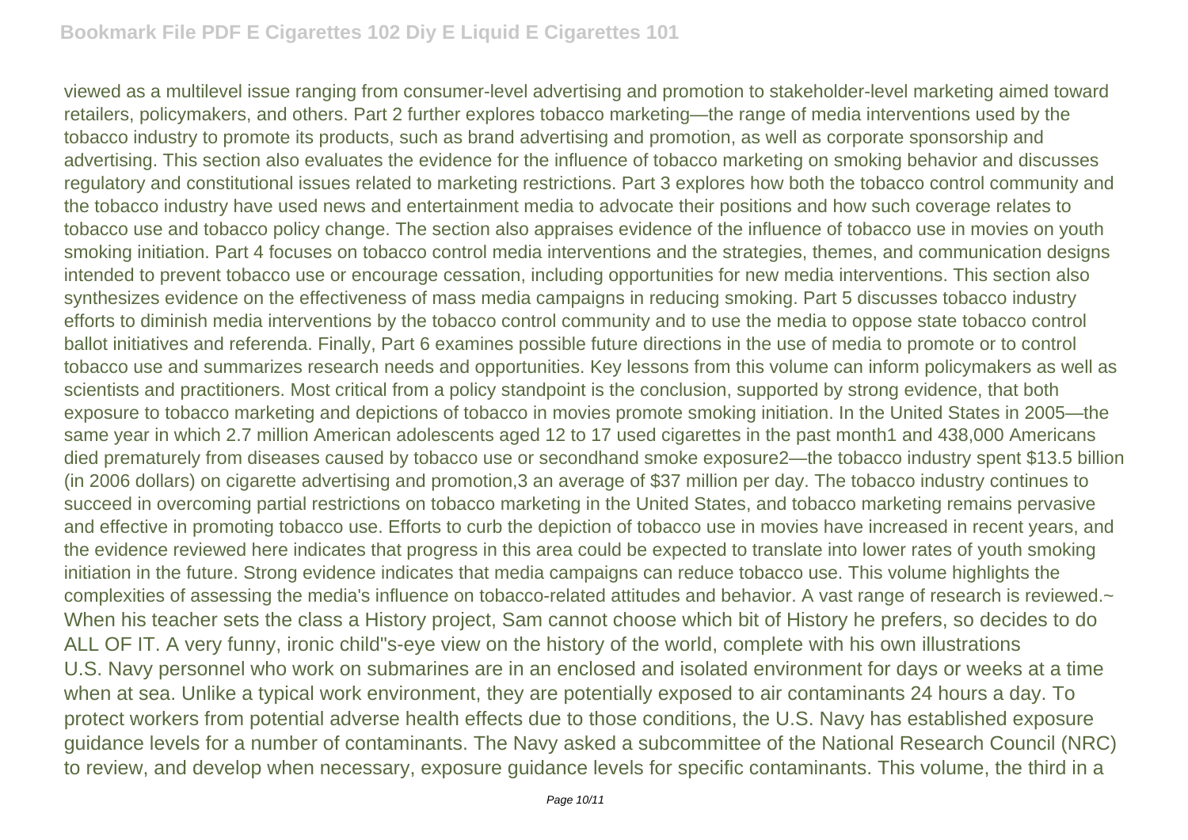viewed as a multilevel issue ranging from consumer-level advertising and promotion to stakeholder-level marketing aimed toward retailers, policymakers, and others. Part 2 further explores tobacco marketing—the range of media interventions used by the tobacco industry to promote its products, such as brand advertising and promotion, as well as corporate sponsorship and advertising. This section also evaluates the evidence for the influence of tobacco marketing on smoking behavior and discusses regulatory and constitutional issues related to marketing restrictions. Part 3 explores how both the tobacco control community and the tobacco industry have used news and entertainment media to advocate their positions and how such coverage relates to tobacco use and tobacco policy change. The section also appraises evidence of the influence of tobacco use in movies on youth smoking initiation. Part 4 focuses on tobacco control media interventions and the strategies, themes, and communication designs intended to prevent tobacco use or encourage cessation, including opportunities for new media interventions. This section also synthesizes evidence on the effectiveness of mass media campaigns in reducing smoking. Part 5 discusses tobacco industry efforts to diminish media interventions by the tobacco control community and to use the media to oppose state tobacco control ballot initiatives and referenda. Finally, Part 6 examines possible future directions in the use of media to promote or to control tobacco use and summarizes research needs and opportunities. Key lessons from this volume can inform policymakers as well as scientists and practitioners. Most critical from a policy standpoint is the conclusion, supported by strong evidence, that both exposure to tobacco marketing and depictions of tobacco in movies promote smoking initiation. In the United States in 2005—the same year in which 2.7 million American adolescents aged 12 to 17 used cigarettes in the past month1 and 438,000 Americans died prematurely from diseases caused by tobacco use or secondhand smoke exposure2—the tobacco industry spent $13.5 billion (in 2006 dollars) on cigarette advertising and promotion,3 an average of $37 million per day. The tobacco industry continues to succeed in overcoming partial restrictions on tobacco marketing in the United States, and tobacco marketing remains pervasive and effective in promoting tobacco use. Efforts to curb the depiction of tobacco use in movies have increased in recent years, and the evidence reviewed here indicates that progress in this area could be expected to translate into lower rates of youth smoking initiation in the future. Strong evidence indicates that media campaigns can reduce tobacco use. This volume highlights the complexities of assessing the media's influence on tobacco-related attitudes and behavior. A vast range of research is reviewed.~
When his teacher sets the class a History project, Sam cannot choose which bit of History he prefers, so decides to do ALL OF IT. A very funny, ironic child''s-eye view on the history of the world, complete with his own illustrations
U.S. Navy personnel who work on submarines are in an enclosed and isolated environment for days or weeks at a time when at sea. Unlike a typical work environment, they are potentially exposed to air contaminants 24 hours a day. To protect workers from potential adverse health effects due to those conditions, the U.S. Navy has established exposure guidance levels for a number of contaminants. The Navy asked a subcommittee of the National Research Council (NRC) to review, and develop when necessary, exposure guidance levels for specific contaminants. This volume, the third in a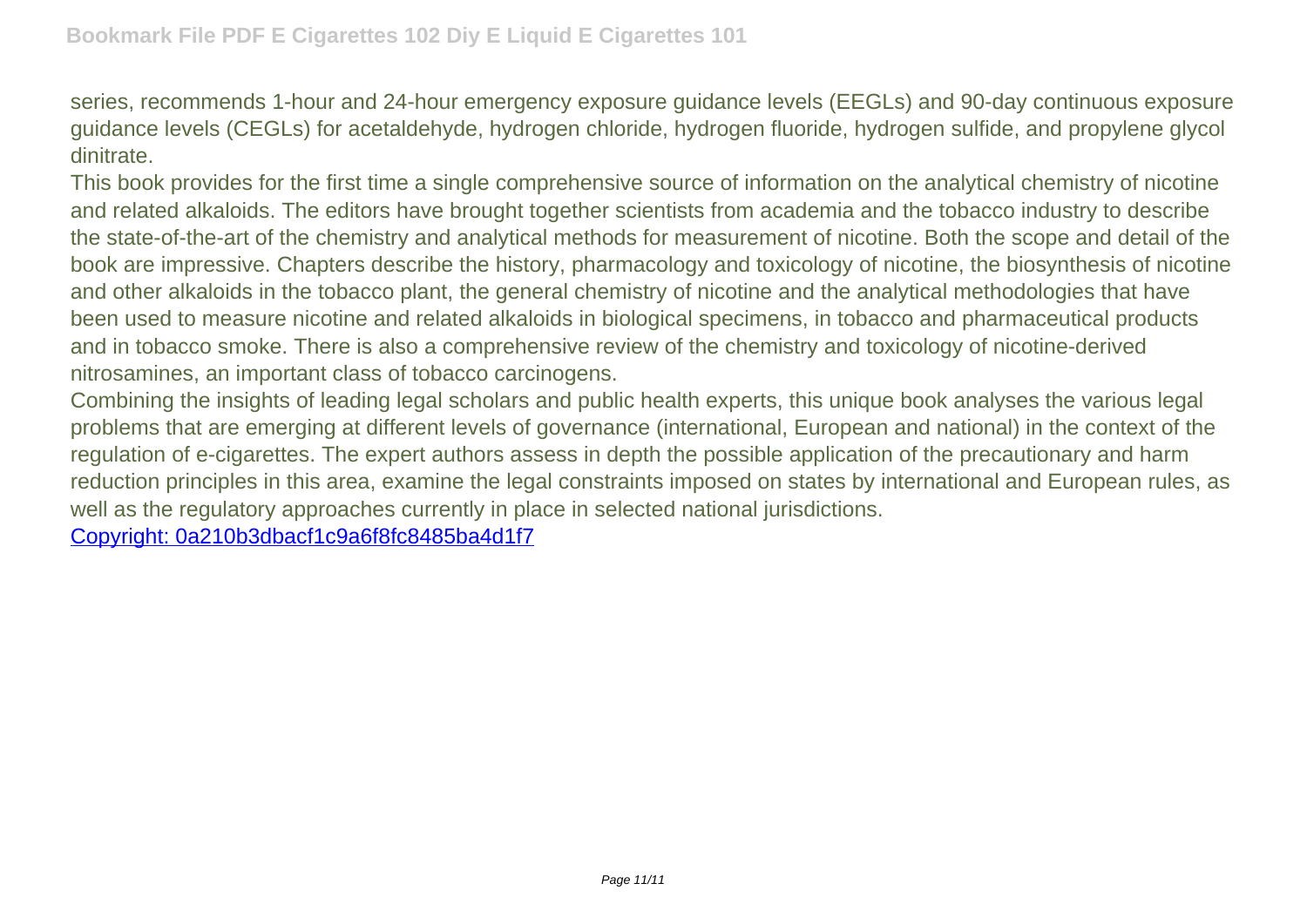series, recommends 1-hour and 24-hour emergency exposure guidance levels (EEGLs) and 90-day continuous exposure guidance levels (CEGLs) for acetaldehyde, hydrogen chloride, hydrogen fluoride, hydrogen sulfide, and propylene glycol dinitrate.

This book provides for the first time a single comprehensive source of information on the analytical chemistry of nicotine and related alkaloids. The editors have brought together scientists from academia and the tobacco industry to describe the state-of-the-art of the chemistry and analytical methods for measurement of nicotine. Both the scope and detail of the book are impressive. Chapters describe the history, pharmacology and toxicology of nicotine, the biosynthesis of nicotine and other alkaloids in the tobacco plant, the general chemistry of nicotine and the analytical methodologies that have been used to measure nicotine and related alkaloids in biological specimens, in tobacco and pharmaceutical products and in tobacco smoke. There is also a comprehensive review of the chemistry and toxicology of nicotine-derived nitrosamines, an important class of tobacco carcinogens.

Combining the insights of leading legal scholars and public health experts, this unique book analyses the various legal problems that are emerging at different levels of governance (international, European and national) in the context of the regulation of e-cigarettes. The expert authors assess in depth the possible application of the precautionary and harm reduction principles in this area, examine the legal constraints imposed on states by international and European rules, as well as the regulatory approaches currently in place in selected national jurisdictions.

Copyright: 0a210b3dbacf1c9a6f8fc8485ba4d1f7